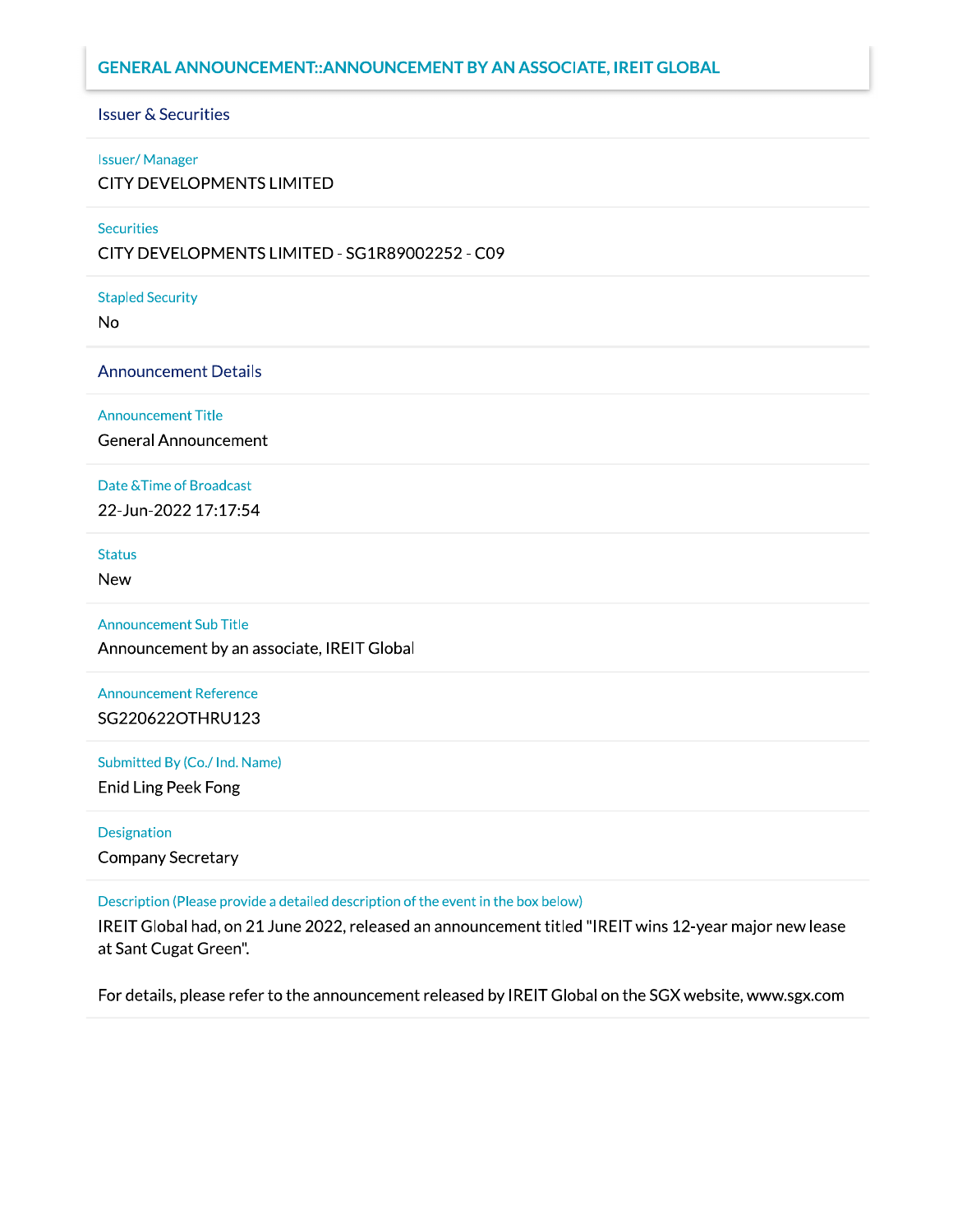## GENERAL ANNOUNCEMENT::ANNOUNCEMENT BY AN ASSOCIATE, IREIT GLOBAL

### Issuer & Securities

**Issuer/ Manager**

CITY DEVELOPMENTS LIMITED

**Securities**

CITY DEVELOPMENTS LIMITED - SG1R89002252 - C09

**Stapled Security**

No

### Announcement Details

**Announcement Title**

General Announcement

**Date &Time of Broadcast**

22-Jun-2022 17:17:54

**Status**

New

**Announcement Sub Title**

Announcement by an associate, IREIT Global

**Announcement Reference**

SG220622OTHRU123

**Submitted By (Co./ Ind. Name)**

Enid Ling Peek Fong

**Designation**

Company Secretary

**Description (Please provide a detailed description of the event in the box below)**

IREIT Global had, on 21 June 2022, released an announcement titled "IREIT wins 12-year major new lease at Sant Cugat Green".

For details, please refer to the announcement released by IREIT Global on the SGX website, www.sgx.com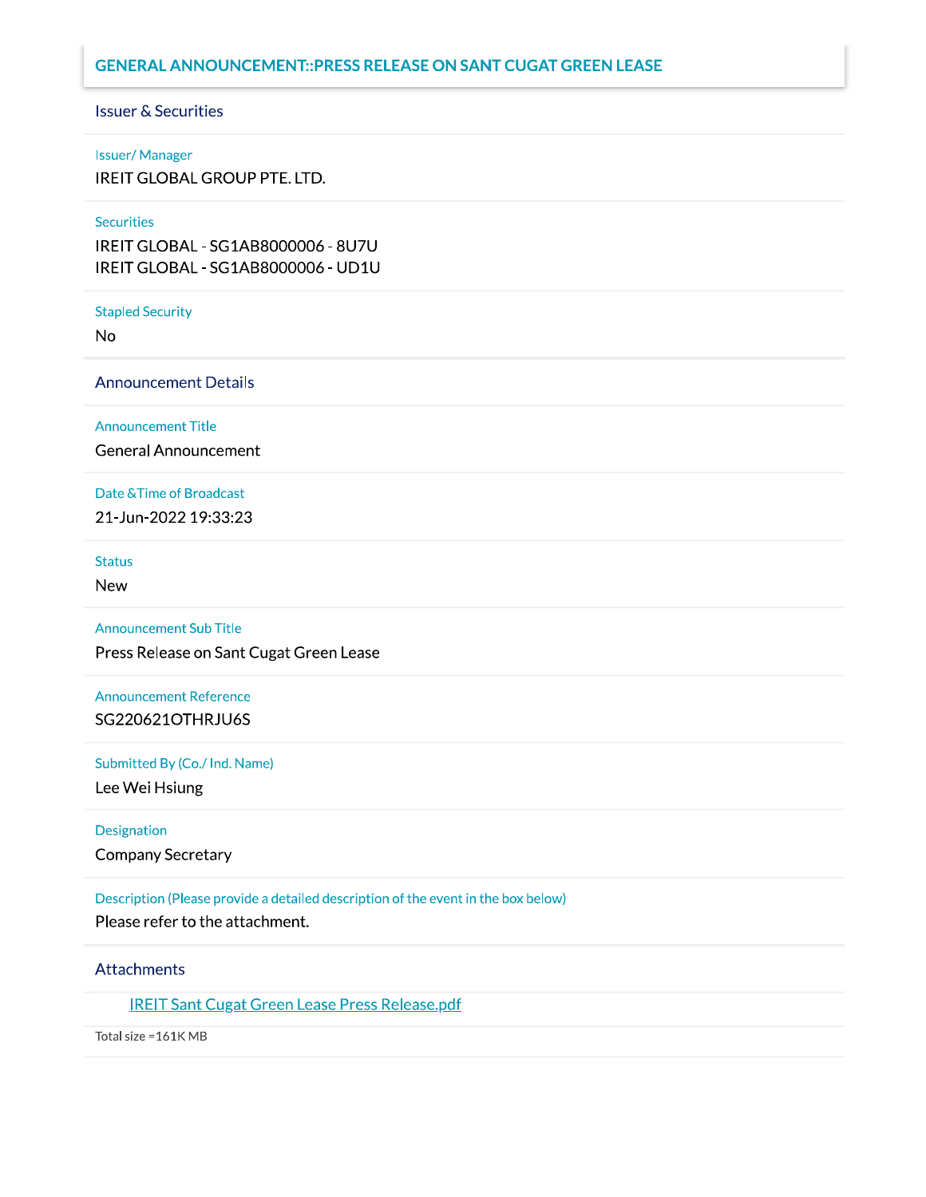# GENERAL ANNOUNCEMENT::PRESS RELEASE ON SANT CUGAT GREEN LEASE

## Issuer & Securities

**Issuer/ Manager**

IREIT GLOBAL GROUP PTE. LTD.

**Securities**

IREIT GLOBAL - SG1AB8000006 - 8U7U
IREIT GLOBAL - SG1AB8000006 - UD1U

**Stapled Security**

No

## Announcement Details

**Announcement Title**

General Announcement

**Date &Time of Broadcast**

21-Jun-2022 19:33:23

**Status**

New

**Announcement Sub Title**

Press Release on Sant Cugat Green Lease

**Announcement Reference**

SG220621OTHRJU6S

**Submitted By (Co./ Ind. Name)**

Lee Wei Hsiung

**Designation**

Company Secretary

**Description (Please provide a detailed description of the event in the box below)**

Please refer to the attachment.

## Attachments

IREIT Sant Cugat Green Lease Press Release.pdf

Total size =161K MB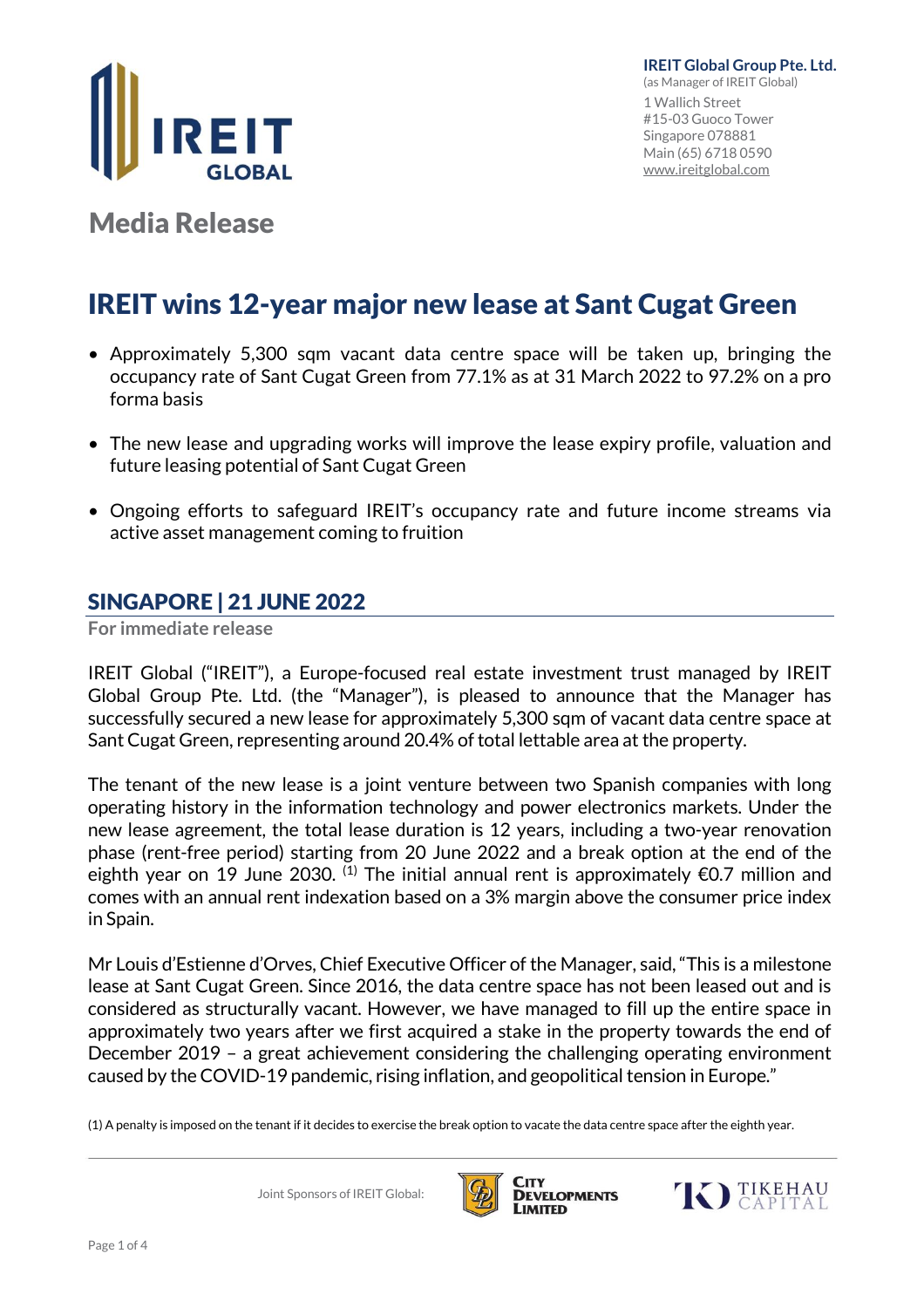IREIT Global Group Pte. Ltd.
(as Manager of IREIT Global)
1 Wallich Street
#15-03 Guoco Tower
Singapore 078881
Main (65) 6718 0590
www.ireitglobal.com

## Media Release

# IREIT wins 12-year major new lease at Sant Cugat Green

- Approximately 5,300 sqm vacant data centre space will be taken up, bringing the occupancy rate of Sant Cugat Green from 77.1% as at 31 March 2022 to 97.2% on a pro forma basis
- The new lease and upgrading works will improve the lease expiry profile, valuation and future leasing potential of Sant Cugat Green
- Ongoing efforts to safeguard IREIT's occupancy rate and future income streams via active asset management coming to fruition

## SINGAPORE | 21 JUNE 2022

**For immediate release**

IREIT Global ("IREIT"), a Europe-focused real estate investment trust managed by IREIT Global Group Pte. Ltd. (the "Manager"), is pleased to announce that the Manager has successfully secured a new lease for approximately 5,300 sqm of vacant data centre space at Sant Cugat Green, representing around 20.4% of total lettable area at the property.

The tenant of the new lease is a joint venture between two Spanish companies with long operating history in the information technology and power electronics markets. Under the new lease agreement, the total lease duration is 12 years, including a two-year renovation phase (rent-free period) starting from 20 June 2022 and a break option at the end of the eighth year on 19 June 2030. [1] The initial annual rent is approximately €0.7 million and comes with an annual rent indexation based on a 3% margin above the consumer price index in Spain.

Mr Louis d'Estienne d'Orves, Chief Executive Officer of the Manager, said, "This is a milestone lease at Sant Cugat Green. Since 2016, the data centre space has not been leased out and is considered as structurally vacant. However, we have managed to fill up the entire space in approximately two years after we first acquired a stake in the property towards the end of December 2019 – a great achievement considering the challenging operating environment caused by the COVID-19 pandemic, rising inflation, and geopolitical tension in Europe."

(1) A penalty is imposed on the tenant if it decides to exercise the break option to vacate the data centre space after the eighth year.

Joint Sponsors of IREIT Global: City Developments Limited, Tikehau Capital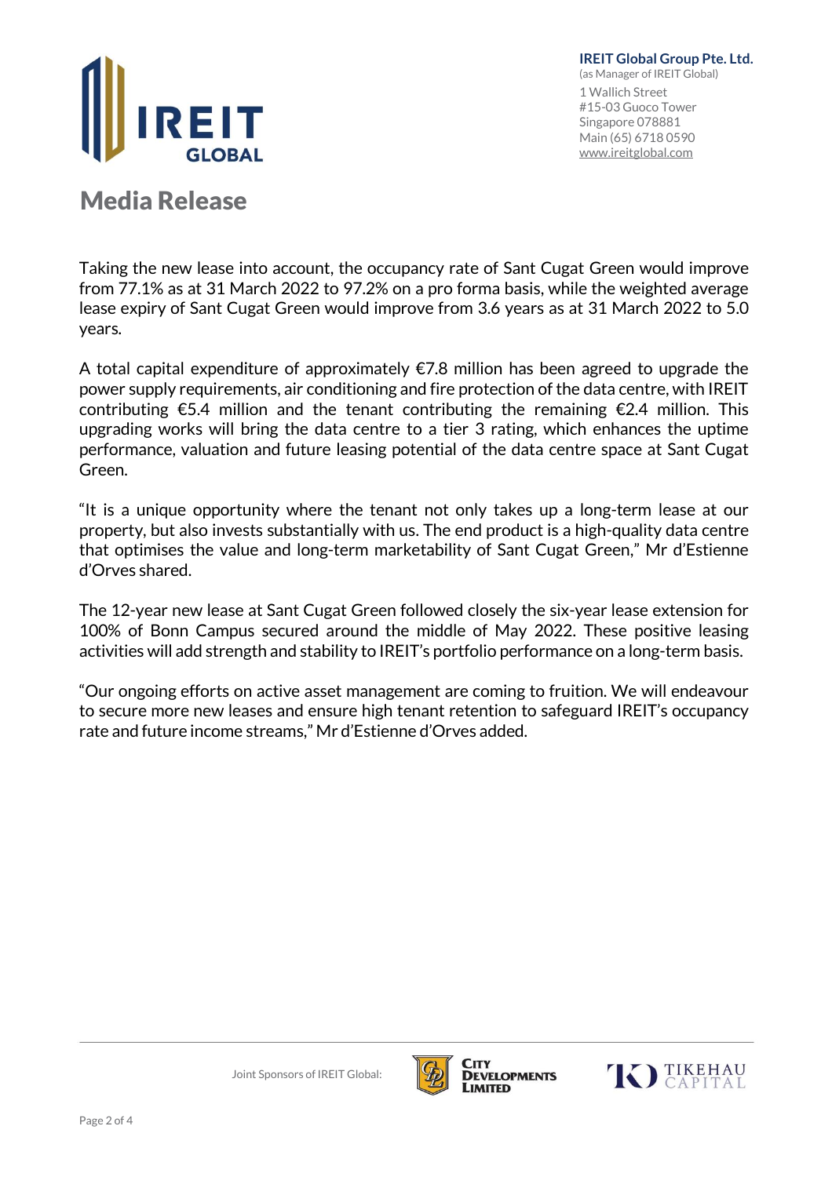Taking the new lease into account, the occupancy rate of Sant Cugat Green would improve from 77.1% as at 31 March 2022 to 97.2% on a pro forma basis, while the weighted average lease expiry of Sant Cugat Green would improve from 3.6 years as at 31 March 2022 to 5.0 years.

A total capital expenditure of approximately €7.8 million has been agreed to upgrade the power supply requirements, air conditioning and fire protection of the data centre, with IREIT contributing €5.4 million and the tenant contributing the remaining €2.4 million. This upgrading works will bring the data centre to a tier 3 rating, which enhances the uptime performance, valuation and future leasing potential of the data centre space at Sant Cugat Green.

"It is a unique opportunity where the tenant not only takes up a long-term lease at our property, but also invests substantially with us. The end product is a high-quality data centre that optimises the value and long-term marketability of Sant Cugat Green," Mr d'Estienne d'Orves shared.

The 12-year new lease at Sant Cugat Green followed closely the six-year lease extension for 100% of Bonn Campus secured around the middle of May 2022. These positive leasing activities will add strength and stability to IREIT's portfolio performance on a long-term basis.

"Our ongoing efforts on active asset management are coming to fruition. We will endeavour to secure more new leases and ensure high tenant retention to safeguard IREIT's occupancy rate and future income streams," Mr d'Estienne d'Orves added.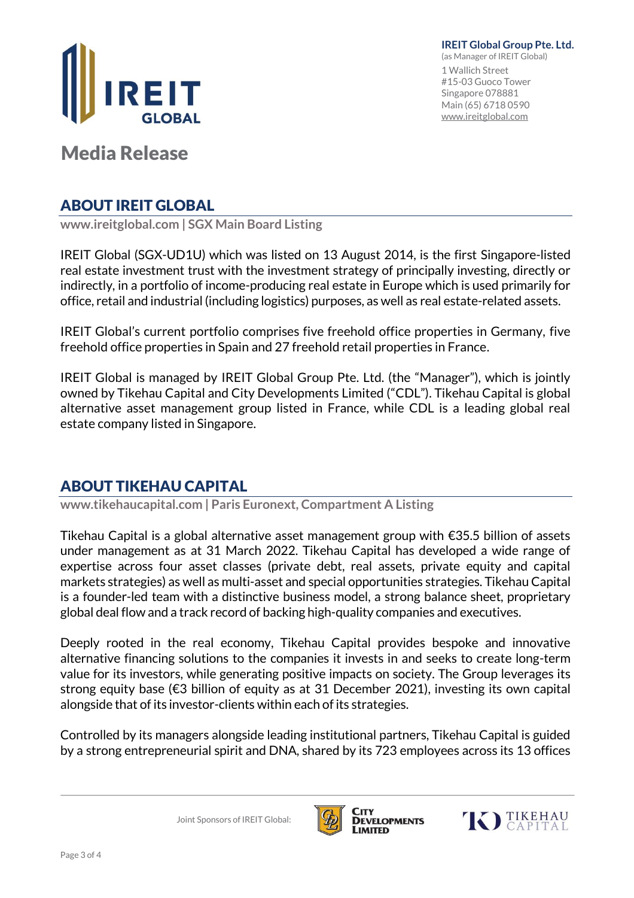# Media Release

## ABOUT IREIT GLOBAL

**www.ireitglobal.com | SGX Main Board Listing**

IREIT Global (SGX-UD1U) which was listed on 13 August 2014, is the first Singapore-listed real estate investment trust with the investment strategy of principally investing, directly or indirectly, in a portfolio of income-producing real estate in Europe which is used primarily for office, retail and industrial (including logistics) purposes, as well as real estate-related assets.

IREIT Global's current portfolio comprises five freehold office properties in Germany, five freehold office properties in Spain and 27 freehold retail properties in France.

IREIT Global is managed by IREIT Global Group Pte. Ltd. (the "Manager"), which is jointly owned by Tikehau Capital and City Developments Limited ("CDL"). Tikehau Capital is global alternative asset management group listed in France, while CDL is a leading global real estate company listed in Singapore.

## ABOUT TIKEHAU CAPITAL

**www.tikehaucapital.com | Paris Euronext, Compartment A Listing**

Tikehau Capital is a global alternative asset management group with €35.5 billion of assets under management as at 31 March 2022. Tikehau Capital has developed a wide range of expertise across four asset classes (private debt, real assets, private equity and capital markets strategies) as well as multi-asset and special opportunities strategies. Tikehau Capital is a founder-led team with a distinctive business model, a strong balance sheet, proprietary global deal flow and a track record of backing high-quality companies and executives.

Deeply rooted in the real economy, Tikehau Capital provides bespoke and innovative alternative financing solutions to the companies it invests in and seeks to create long-term value for its investors, while generating positive impacts on society. The Group leverages its strong equity base (€3 billion of equity as at 31 December 2021), investing its own capital alongside that of its investor-clients within each of its strategies.

Controlled by its managers alongside leading institutional partners, Tikehau Capital is guided by a strong entrepreneurial spirit and DNA, shared by its 723 employees across its 13 offices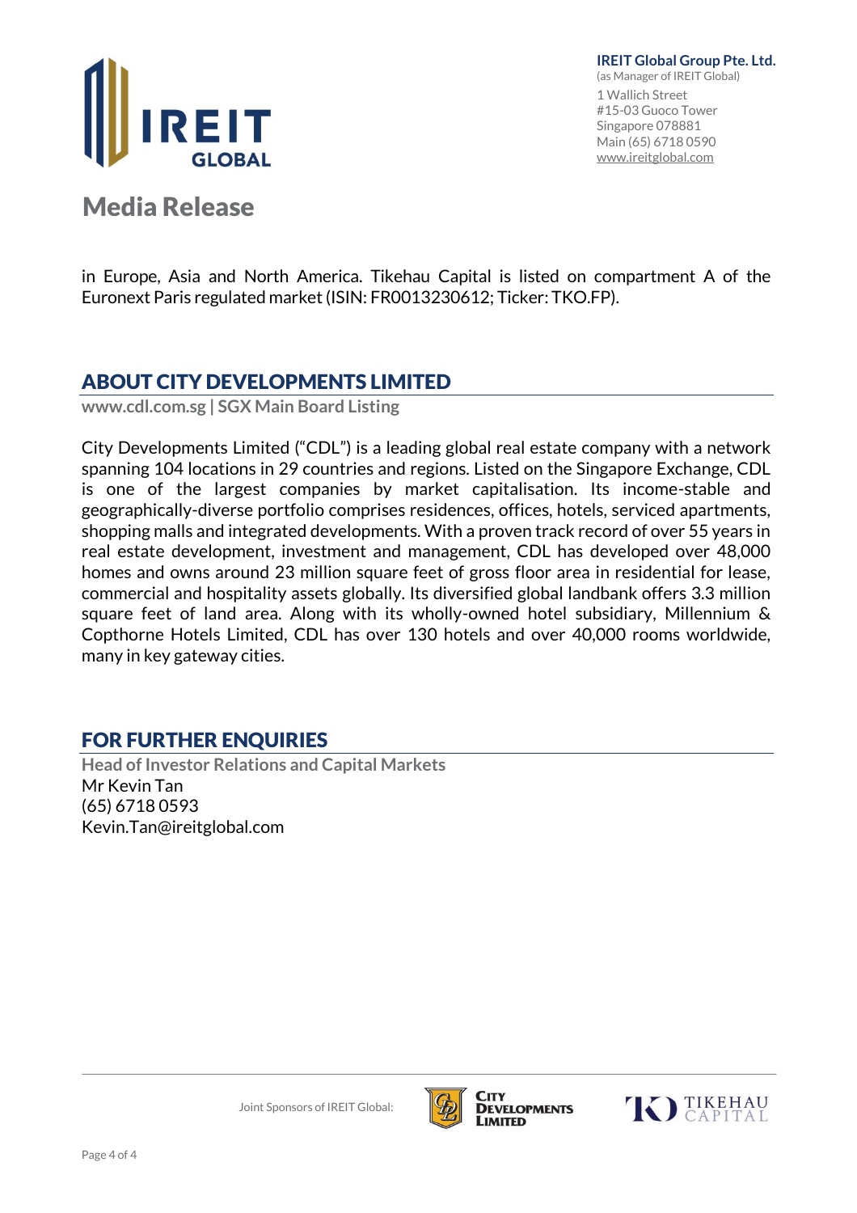in Europe, Asia and North America. Tikehau Capital is listed on compartment A of the Euronext Paris regulated market (ISIN: FR0013230612; Ticker: TKO.FP).

## ABOUT CITY DEVELOPMENTS LIMITED

**www.cdl.com.sg | SGX Main Board Listing**

City Developments Limited ("CDL") is a leading global real estate company with a network spanning 104 locations in 29 countries and regions. Listed on the Singapore Exchange, CDL is one of the largest companies by market capitalisation. Its income-stable and geographically-diverse portfolio comprises residences, offices, hotels, serviced apartments, shopping malls and integrated developments. With a proven track record of over 55 years in real estate development, investment and management, CDL has developed over 48,000 homes and owns around 23 million square feet of gross floor area in residential for lease, commercial and hospitality assets globally. Its diversified global landbank offers 3.3 million square feet of land area. Along with its wholly-owned hotel subsidiary, Millennium & Copthorne Hotels Limited, CDL has over 130 hotels and over 40,000 rooms worldwide, many in key gateway cities.

## FOR FURTHER ENQUIRIES

**Head of Investor Relations and Capital Markets**
Mr Kevin Tan
(65) 6718 0593
Kevin.Tan@ireitglobal.com